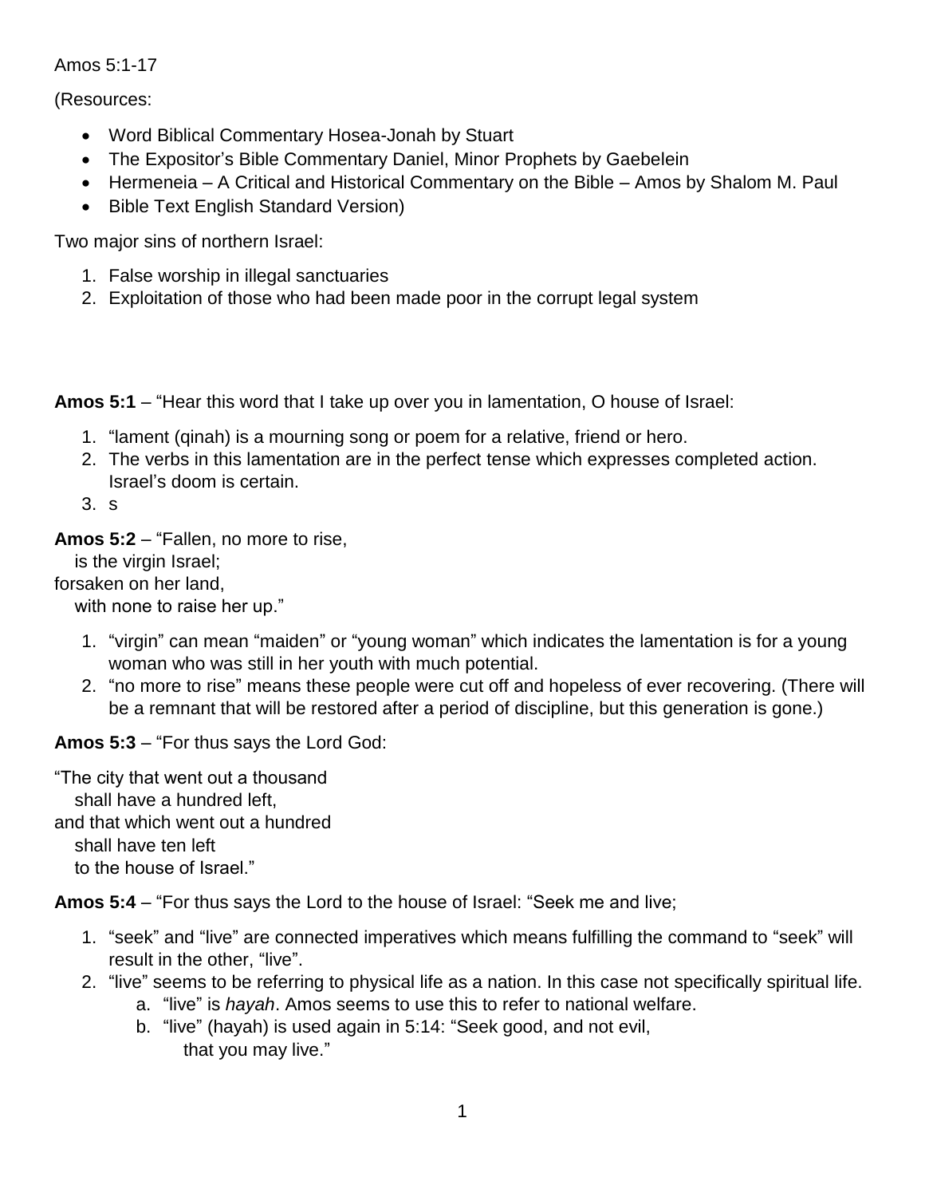Amos 5:1-17

(Resources:

- Word Biblical Commentary Hosea-Jonah by Stuart
- The Expositor's Bible Commentary Daniel, Minor Prophets by Gaebelein
- Hermeneia – A Critical and Historical Commentary on the Bible – Amos by Shalom M. Paul
- Bible Text English Standard Version)

Two major sins of northern Israel:

1. False worship in illegal sanctuaries
2. Exploitation of those who had been made poor in the corrupt legal system

**Amos 5:1** – "Hear this word that I take up over you in lamentation, O house of Israel:

1. "lament (qinah) is a mourning song or poem for a relative, friend or hero.
2. The verbs in this lamentation are in the perfect tense which expresses completed action. Israel's doom is certain.
3. s

**Amos 5:2** – "Fallen, no more to rise,
   is the virgin Israel;
forsaken on her land,
   with none to raise her up."

1. "virgin" can mean "maiden" or "young woman" which indicates the lamentation is for a young woman who was still in her youth with much potential.
2. "no more to rise" means these people were cut off and hopeless of ever recovering. (There will be a remnant that will be restored after a period of discipline, but this generation is gone.)

**Amos 5:3** – "For thus says the Lord God:

"The city that went out a thousand
   shall have a hundred left,
and that which went out a hundred
   shall have ten left
   to the house of Israel."

**Amos 5:4** – "For thus says the Lord to the house of Israel: "Seek me and live;

1. "seek" and "live" are connected imperatives which means fulfilling the command to "seek" will result in the other, "live".
2. "live" seems to be referring to physical life as a nation. In this case not specifically spiritual life.
   a. "live" is *hayah*. Amos seems to use this to refer to national welfare.
   b. "live" (hayah) is used again in 5:14: "Seek good, and not evil,
      that you may live."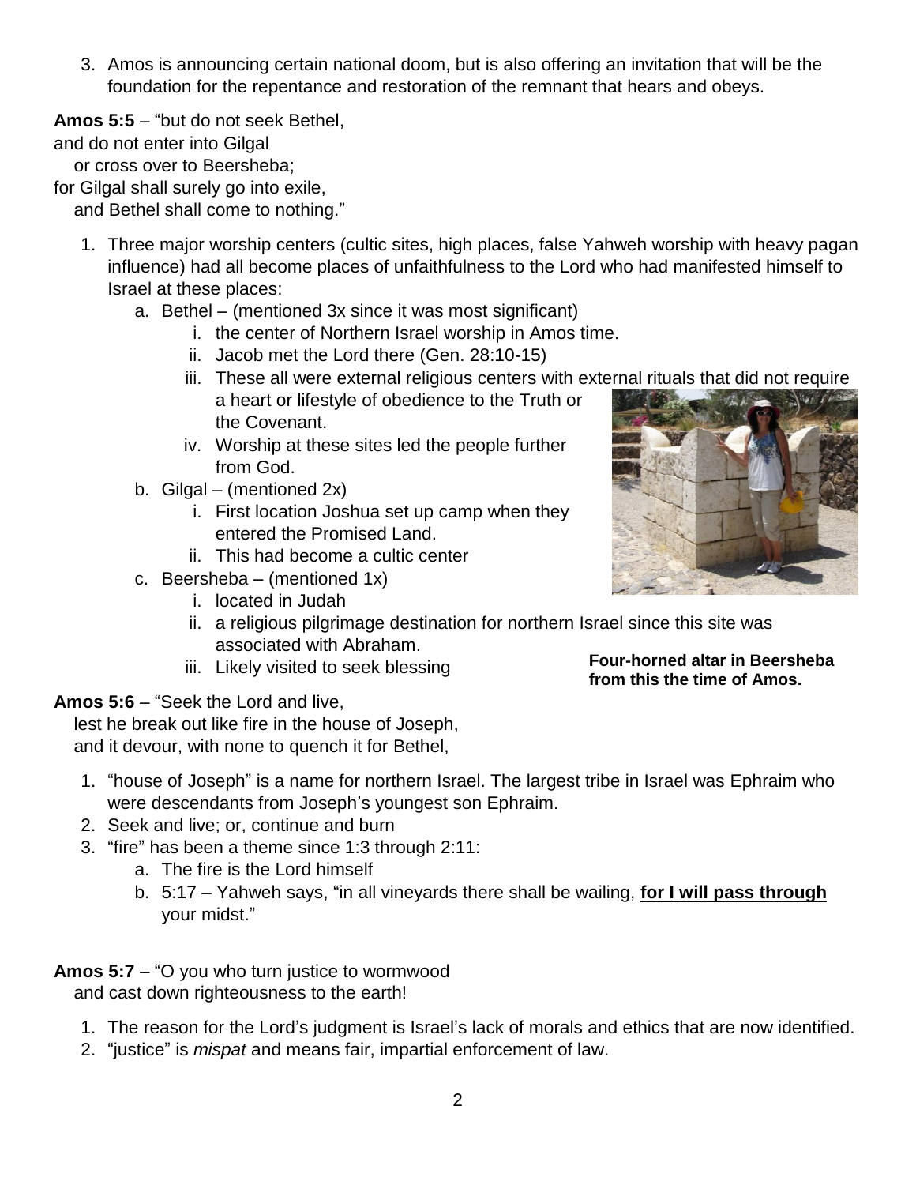3. Amos is announcing certain national doom, but is also offering an invitation that will be the foundation for the repentance and restoration of the remnant that hears and obeys.

**Amos 5:5** – "but do not seek Bethel,
and do not enter into Gilgal
or cross over to Beersheba;
for Gilgal shall surely go into exile,
and Bethel shall come to nothing."

1. Three major worship centers (cultic sites, high places, false Yahweh worship with heavy pagan influence) had all become places of unfaithfulness to the Lord who had manifested himself to Israel at these places:
   a. Bethel – (mentioned 3x since it was most significant)
      i. the center of Northern Israel worship in Amos time.
      ii. Jacob met the Lord there (Gen. 28:10-15)
      iii. These all were external religious centers with external rituals that did not require a heart or lifestyle of obedience to the Truth or the Covenant.
      iv. Worship at these sites led the people further from God.
   b. Gilgal – (mentioned 2x)
      i. First location Joshua set up camp when they entered the Promised Land.
      ii. This had become a cultic center
   c. Beersheba – (mentioned 1x)
      i. located in Judah
      ii. a religious pilgrimage destination for northern Israel since this site was associated with Abraham.
      iii. Likely visited to seek blessing

**Four-horned altar in Beersheba from this the time of Amos.**

**Amos 5:6** – "Seek the Lord and live,
lest he break out like fire in the house of Joseph,
and it devour, with none to quench it for Bethel,

1. "house of Joseph" is a name for northern Israel. The largest tribe in Israel was Ephraim who were descendants from Joseph's youngest son Ephraim.
2. Seek and live; or, continue and burn
3. "fire" has been a theme since 1:3 through 2:11:
   a. The fire is the Lord himself
   b. 5:17 – Yahweh says, "in all vineyards there shall be wailing, **for I will pass through** your midst."

**Amos 5:7** – "O you who turn justice to wormwood
and cast down righteousness to the earth!

1. The reason for the Lord's judgment is Israel's lack of morals and ethics that are now identified.
2. "justice" is *mispat* and means fair, impartial enforcement of law.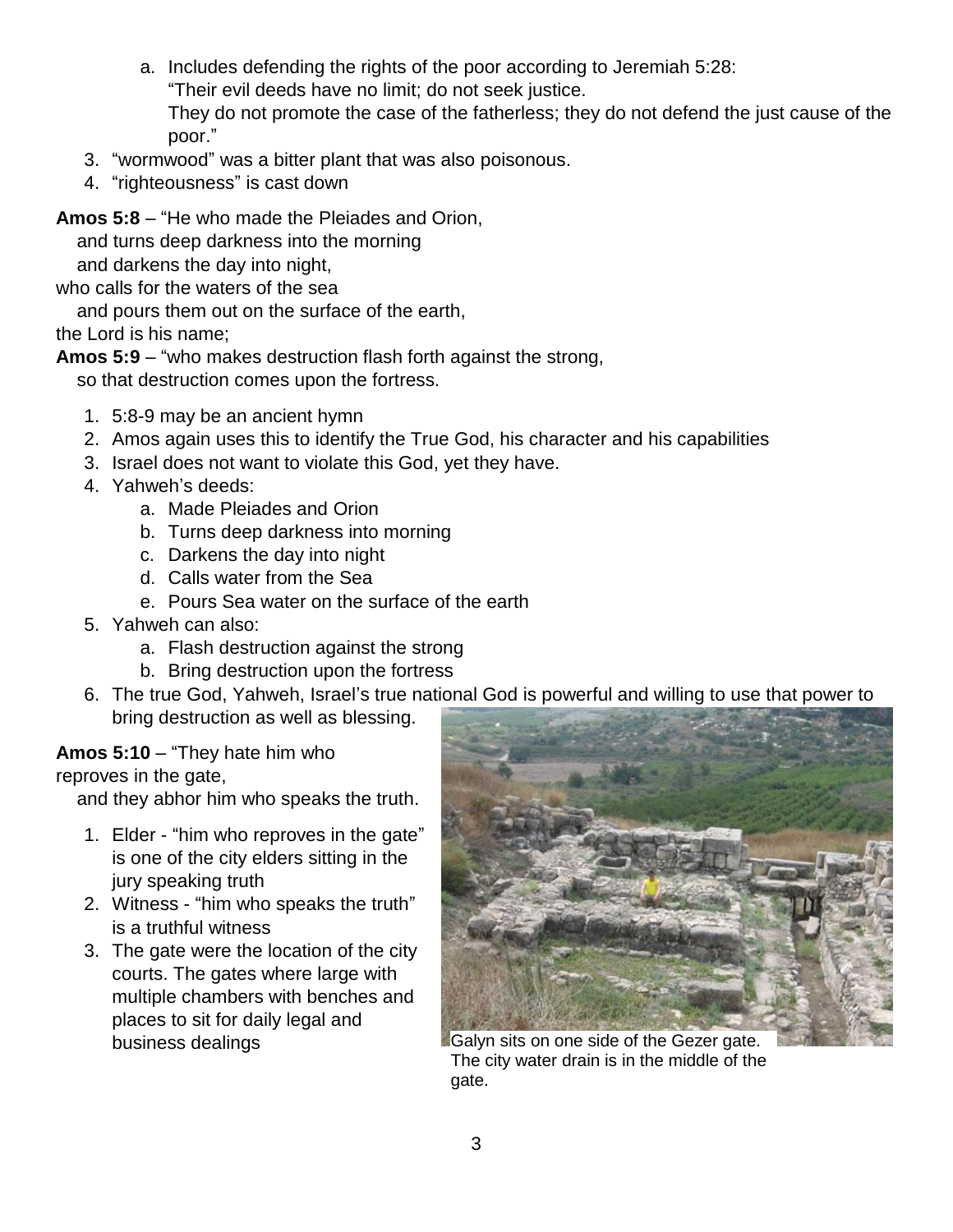a. Includes defending the rights of the poor according to Jeremiah 5:28:
      "Their evil deeds have no limit; do not seek justice.
      They do not promote the case of the fatherless; they do not defend the just cause of the poor."
3. "wormwood" was a bitter plant that was also poisonous.
4. "righteousness" is cast down

**Amos 5:8** – "He who made the Pleiades and Orion,
   and turns deep darkness into the morning
   and darkens the day into night,
who calls for the waters of the sea
   and pours them out on the surface of the earth,
the Lord is his name;
**Amos 5:9** – "who makes destruction flash forth against the strong,
   so that destruction comes upon the fortress.

1. 5:8-9 may be an ancient hymn
2. Amos again uses this to identify the True God, his character and his capabilities
3. Israel does not want to violate this God, yet they have.
4. Yahweh's deeds:
   a. Made Pleiades and Orion
   b. Turns deep darkness into morning
   c. Darkens the day into night
   d. Calls water from the Sea
   e. Pours Sea water on the surface of the earth
5. Yahweh can also:
   a. Flash destruction against the strong
   b. Bring destruction upon the fortress
6. The true God, Yahweh, Israel's true national God is powerful and willing to use that power to bring destruction as well as blessing.

**Amos 5:10** – "They hate him who reproves in the gate,
   and they abhor him who speaks the truth.

1. Elder - "him who reproves in the gate" is one of the city elders sitting in the jury speaking truth
2. Witness - "him who speaks the truth" is a truthful witness
3. The gate were the location of the city courts. The gates where large with multiple chambers with benches and places to sit for daily legal and business dealings

Galyn sits on one side of the Gezer gate. The city water drain is in the middle of the gate.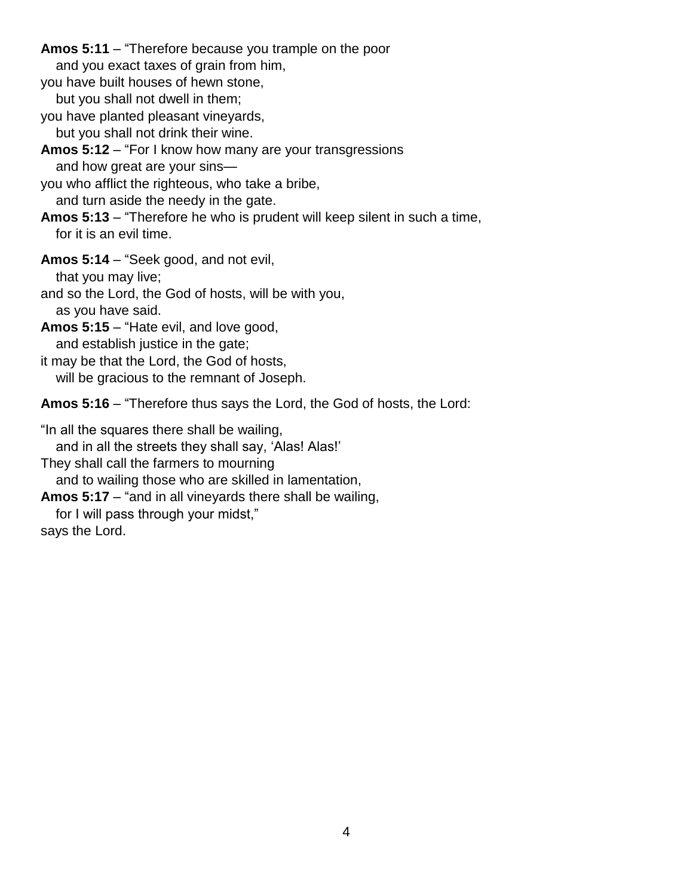**Amos 5:11** – "Therefore because you trample on the poor
   and you exact taxes of grain from him,
you have built houses of hewn stone,
   but you shall not dwell in them;
you have planted pleasant vineyards,
   but you shall not drink their wine.
**Amos 5:12** – "For I know how many are your transgressions
   and how great are your sins—
you who afflict the righteous, who take a bribe,
   and turn aside the needy in the gate.
**Amos 5:13** – "Therefore he who is prudent will keep silent in such a time,
   for it is an evil time.

**Amos 5:14** – "Seek good, and not evil,
   that you may live;
and so the Lord, the God of hosts, will be with you,
   as you have said.
**Amos 5:15** – "Hate evil, and love good,
   and establish justice in the gate;
it may be that the Lord, the God of hosts,
   will be gracious to the remnant of Joseph.

**Amos 5:16** – "Therefore thus says the Lord, the God of hosts, the Lord:

"In all the squares there shall be wailing,
   and in all the streets they shall say, 'Alas! Alas!'
They shall call the farmers to mourning
   and to wailing those who are skilled in lamentation,
**Amos 5:17** – "and in all vineyards there shall be wailing,
   for I will pass through your midst,"
says the Lord.